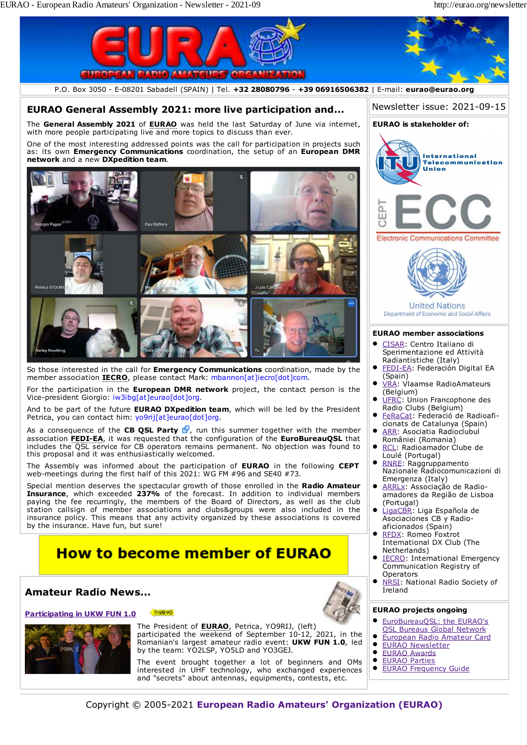P.O. Box 3050 - E-08201 Sabadell (SPAIN) | Tel. **+32 28080796** - **+39 06916506382** | E-mail: **eurao@eurao.org**

## EURAO General Assembly 2021: more live participation and...

The **General Assembly 2021** of **EURAO** was held the last Saturday of June via internet, with more people participating live and more topics to discuss than ever.

One of the most interesting addressed points was the call for participation in projects such as: its own **Emergency Communications** coordination, the setup of an **European DMR network** and a new **DXpedition team**.

So those interested in the call for **Emergency Communications** coordination, made by the member association **IECRO**, please contact Mark: mbannon[at]iecro[dot]com.

For the participation in the **European DMR network** project, the contact person is the Vice-president Giorgio: iw3ibg[at]eurao[dot]org.

And to be part of the future **EURAO DXpedition team**, which will be led by the President Petrica, you can contact him: yo9rij[at]eurao[dot]org.

As a consequence of the **CB QSL Party**, run this summer together with the member association **FEDI-EA**, it was requested that the configuration of the **EuroBureauQSL** that includes the QSL service for CB operators remains permanent. No objection was found to this proposal and it was enthusiastically welcomed.

The Assembly was informed about the participation of **EURAO** in the following **CEPT** web-meetings during the first half of this 2021: WG FM #96 and SE40 #73.

Special mention deserves the spectacular growth of those enrolled in the **Radio Amateur Insurance**, which exceeded **237%** of the forecast. In addition to individual members paying the fee recurringly, the members of the Board of Directors, as well as the club station callsign of member associations and clubs&groups were also included in the insurance policy. This means that any activity organized by these associations is covered by the insurance. Have fun, but sure!

**How to become member of EURAO**

## Amateur Radio News...

**Participating in UKW FUN 1.0** nuevo

The President of **EURAO**, Petrica, YO9RIJ, (left) participated the weekend of September 10-12, 2021, in the Romanian's largest amateur radio event: **UKW FUN 1.0**, led by the team: YO2LSP, YO5LD and YO3GEJ.

The event brought together a lot of beginners and OMs interested in UHF technology, who exchanged experiences and "secrets" about antennas, equipments, contests, etc.

Newsletter issue: 2021-09-15

**EURAO is stakeholder of:**

- International Telecommunication Union
- CEPT ECC Electronic Communications Committee
- United Nations Department of Economic and Social Affairs

**EURAO member associations**

- CISAR: Centro Italiano di Sperimentazione ed Attività Radiantistiche (Italy)
- FEDI-EA: Federación Digital EA (Spain)
- VRA: Vlaamse RadioAmateurs (Belgium)
- UFRC: Union Francophone des Radio Clubs (Belgium)
- FeRaCat: Federació de Radioaficionats de Catalunya (Spain)
- ARR: Asociatia Radioclubul României (Romania)
- RCL: Radioamador Clube de Loulé (Portugal)
- RNRE: Raggruppamento Nazionale Radiocomunicazioni di Emergenza (Italy)
- ARRLx: Associação de Radio-amadores da Região de Lisboa (Portugal)
- LigaCBR: Liga Española de Asociaciones CB y Radio-aficionados (Spain)
- RFDX: Romeo Foxtrot International DX Club (The Netherlands)
- IECRO: International Emergency Communication Registry of Operators
- NRSI: National Radio Society of Ireland

**EURAO projects ongoing**

- EuroBureauQSL: the EURAO's QSL Bureaus Global Network
- European Radio Amateur Card
- EURAO Newsletter
- EURAO Awards
- EURAO Parties
- EURAO Frequency Guide

Copyright © 2005-2021 **European Radio Amateurs' Organization (EURAO)**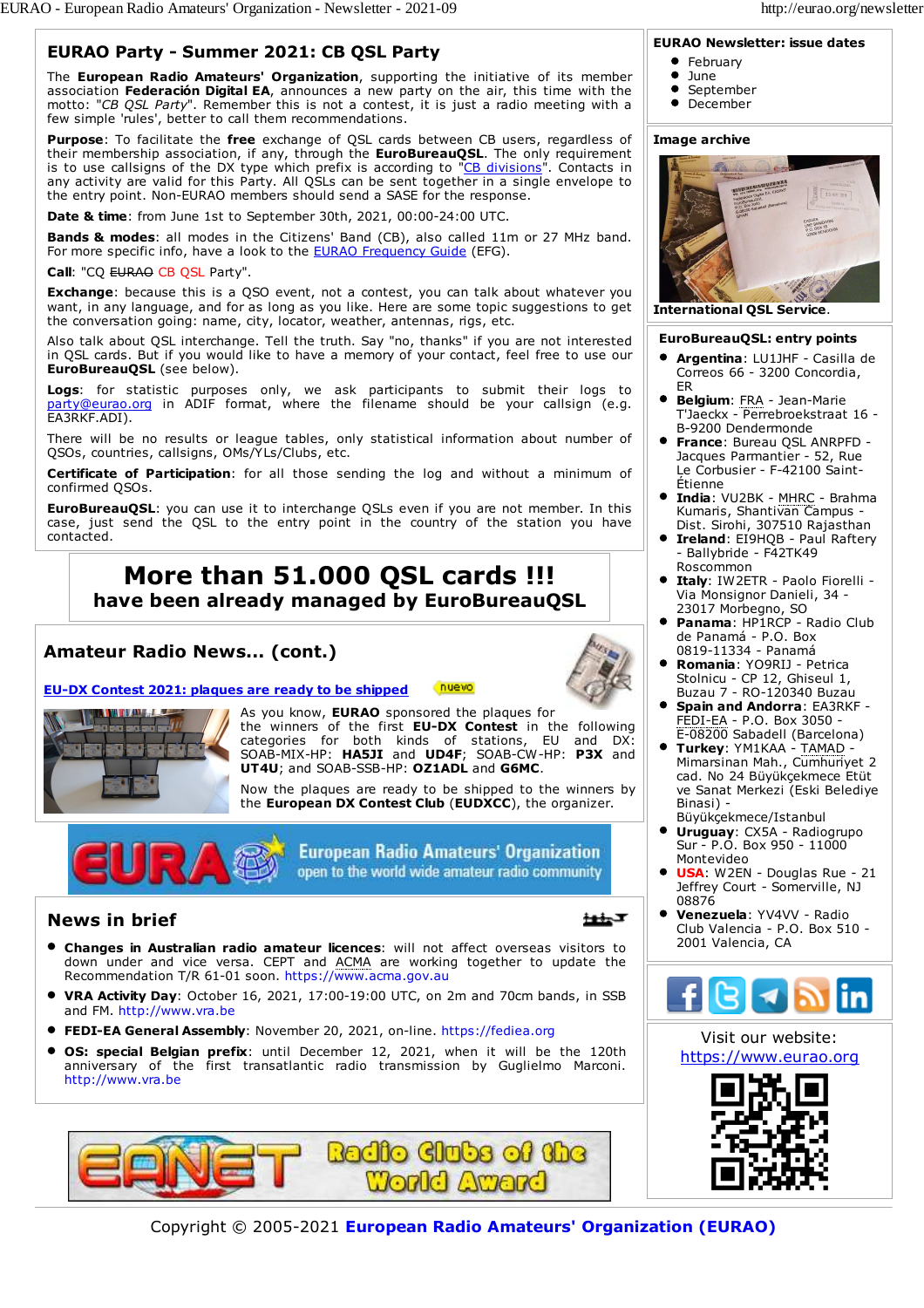## EURAO Party - Summer 2021: CB QSL Party

The **European Radio Amateurs' Organization**, supporting the initiative of its member association **Federación Digital EA**, announces a new party on the air, this time with the motto: "*CB QSL Party*". Remember this is not a contest, it is just a radio meeting with a few simple 'rules', better to call them recommendations.

**Purpose**: To facilitate the **free** exchange of QSL cards between CB users, regardless of their membership association, if any, through the **EuroBureauQSL**. The only requirement is to use callsigns of the DX type which prefix is according to "CB divisions". Contacts in any activity are valid for this Party. All QSLs can be sent together in a single envelope to the entry point. Non-EURAO members should send a SASE for the response.

**Date & time**: from June 1st to September 30th, 2021, 00:00-24:00 UTC.

**Bands & modes**: all modes in the Citizens' Band (CB), also called 11m or 27 MHz band. For more specific info, have a look to the EURAO Frequency Guide (EFG).

**Call**: "CQ ~~EURAO~~ CB QSL Party".

**Exchange**: because this is a QSO event, not a contest, you can talk about whatever you want, in any language, and for as long as you like. Here are some topic suggestions to get the conversation going: name, city, locator, weather, antennas, rigs, etc.

Also talk about QSL interchange. Tell the truth. Say "no, thanks" if you are not interested in QSL cards. But if you would like to have a memory of your contact, feel free to use our **EuroBureauQSL** (see below).

**Logs**: for statistic purposes only, we ask participants to submit their logs to party@eurao.org in ADIF format, where the filename should be your callsign (e.g. EA3RKF.ADI).

There will be no results or league tables, only statistical information about number of QSOs, countries, callsigns, OMs/YLs/Clubs, etc.

**Certificate of Participation**: for all those sending the log and without a minimum of confirmed QSOs.

**EuroBureauQSL**: you can use it to interchange QSLs even if you are not member. In this case, just send the QSL to the entry point in the country of the station you have contacted.

# More than 51.000 QSL cards !!!
## have been already managed by EuroBureauQSL

## Amateur Radio News... (cont.)

### EU-DX Contest 2021: plaques are ready to be shipped

nuevo

As you know, **EURAO** sponsored the plaques for the winners of the first **EU-DX Contest** in the following categories for both kinds of stations, EU and DX: SOAB-MIX-HP: **HA5JI** and **UD4F**; SOAB-CW-HP: **P3X** and **UT4U**; and SOAB-SSB-HP: **OZ1ADL** and **G6MC**.

Now the plaques are ready to be shipped to the winners by the **European DX Contest Club** (**EUDXCC**), the organizer.

EURA European Radio Amateurs' Organization open to the world wide amateur radio community

## News in brief

- **Changes in Australian radio amateur licences**: will not affect overseas visitors to down under and vice versa. CEPT and ACMA are working together to update the Recommendation T/R 61-01 soon. https://www.acma.gov.au
- **VRA Activity Day**: October 16, 2021, 17:00-19:00 UTC, on 2m and 70cm bands, in SSB and FM. http://www.vra.be
- **FEDI-EA General Assembly**: November 20, 2021, on-line. https://fediea.org
- **OS: special Belgian prefix**: until December 12, 2021, when it will be the 120th anniversary of the first transatlantic radio transmission by Guglielmo Marconi. http://www.vra.be

EANET Radio Clubs of the World Award

### EURAO Newsletter: issue dates

- February
- June
- September
- December

### Image archive

International QSL Service.

### EuroBureauQSL: entry points

- **Argentina**: LU1JHF - Casilla de Correos 66 - 3200 Concordia, ER
- **Belgium**: FRA - Jean-Marie T'Jaeckx - Perrebroekstraat 16 - B-9200 Dendermonde
- **France**: Bureau QSL ANRPFD - Jacques Parmantier - 52, Rue Le Corbusier - F-42100 Saint-Étienne
- **India**: VU2BK - MHRC - Brahma Kumaris, Shantivan Campus - Dist. Sirohi, 307510 Rajasthan
- **Ireland**: EI9HQB - Paul Raftery - Ballybride - F42TK49 Roscommon
- **Italy**: IW2ETR - Paolo Fiorelli - Via Monsignor Danieli, 34 - 23017 Morbegno, SO
- **Panama**: HP1RCP - Radio Club de Panamá - P.O. Box 0819-11334 - Panamá
- **Romania**: YO9RIJ - Petrica Stolnicu - CP 12, Ghiseul 1, Buzau 7 - RO-120340 Buzau
- **Spain and Andorra**: EA3RKF - FEDI-EA - P.O. Box 3050 - E-08200 Sabadell (Barcelona)
- **Turkey**: YM1KAA - TAMAD - Mimarsinan Mah., Cumhuriyet 2 cad. No 24 Büyükçekmece Etüt ve Sanat Merkezi (Eski Belediye Binasi) - Büyükçekmece/Istanbul
- **Uruguay**: CX5A - Radiogrupo Sur - P.O. Box 950 - 11000 Montevideo
- **USA**: W2EN - Douglas Rue - 21 Jeffrey Court - Somerville, NJ 08876
- **Venezuela**: YV4VV - Radio Club Valencia - P.O. Box 510 - 2001 Valencia, CA

Visit our website:
https://www.eurao.org

Copyright © 2005-2021 **European Radio Amateurs' Organization (EURAO)**